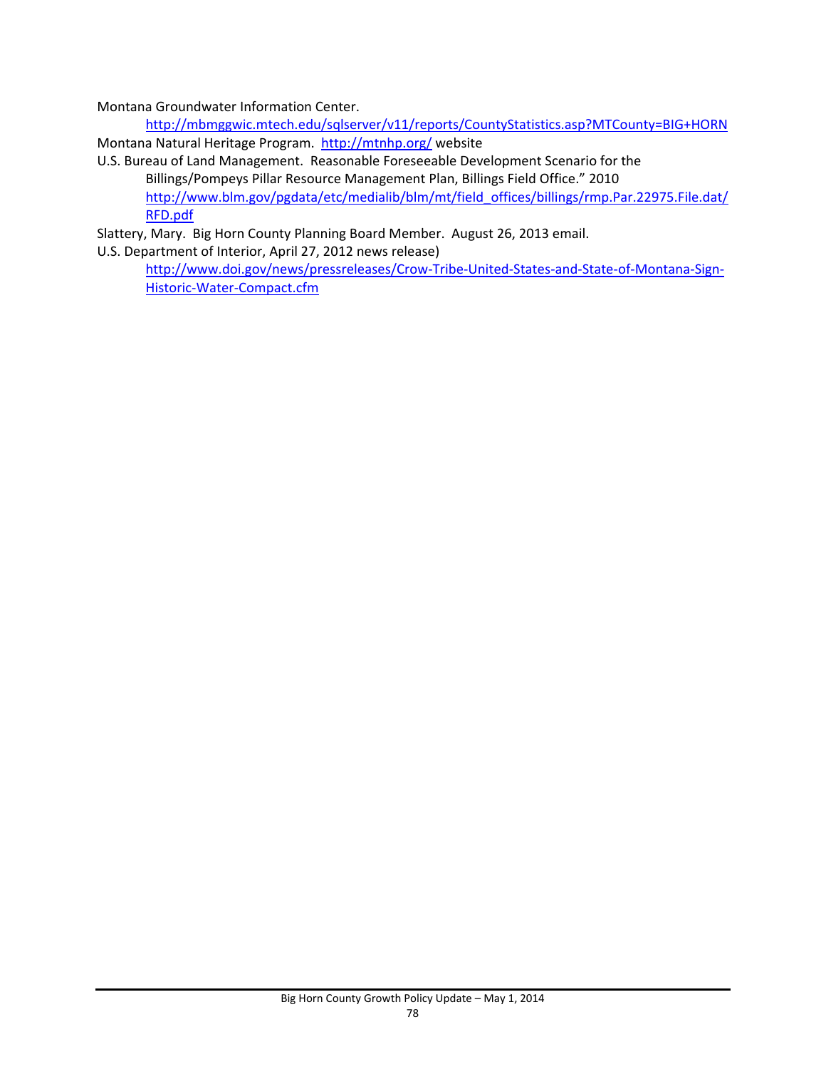Montana Groundwater Information Center.
    http://mbmggwic.mtech.edu/sqlserver/v11/reports/CountyStatistics.asp?MTCounty=BIG+HORN

Montana Natural Heritage Program. http://mtnhp.org/ website

U.S. Bureau of Land Management. Reasonable Foreseeable Development Scenario for the Billings/Pompeys Pillar Resource Management Plan, Billings Field Office." 2010
    http://www.blm.gov/pgdata/etc/medialib/blm/mt/field_offices/billings/rmp.Par.22975.File.dat/RFD.pdf

Slattery, Mary. Big Horn County Planning Board Member. August 26, 2013 email.

U.S. Department of Interior, April 27, 2012 news release)
    http://www.doi.gov/news/pressreleases/Crow-Tribe-United-States-and-State-of-Montana-Sign-Historic-Water-Compact.cfm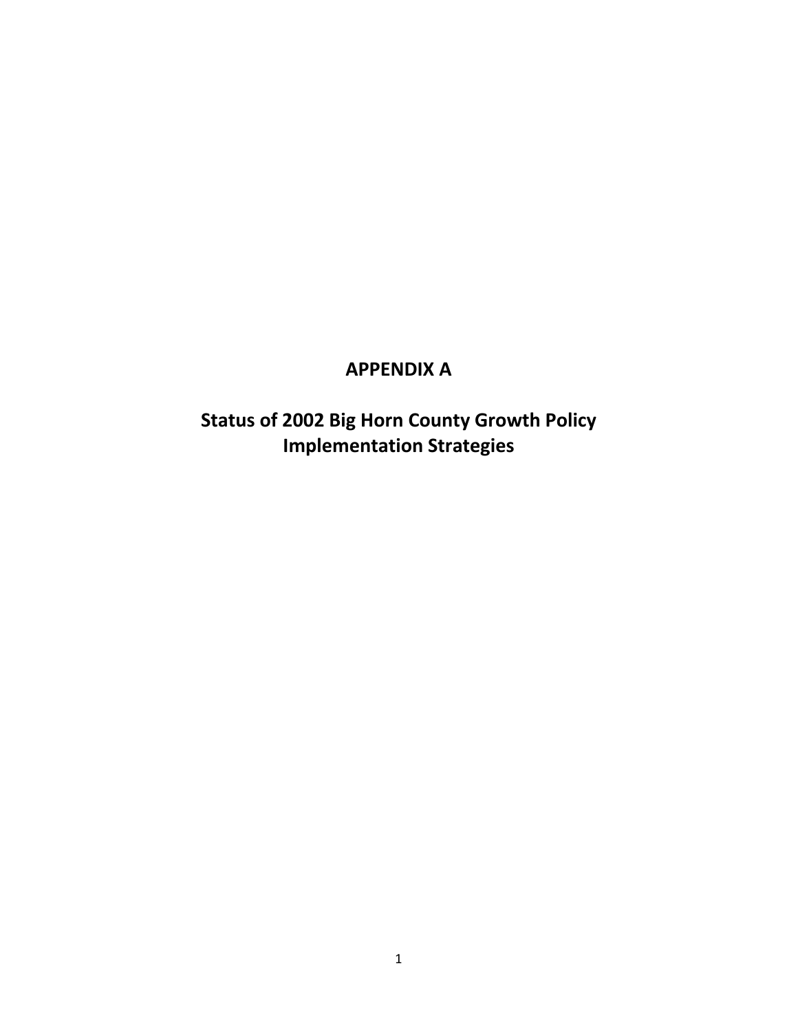# APPENDIX A

## Status of 2002 Big Horn County Growth Policy Implementation Strategies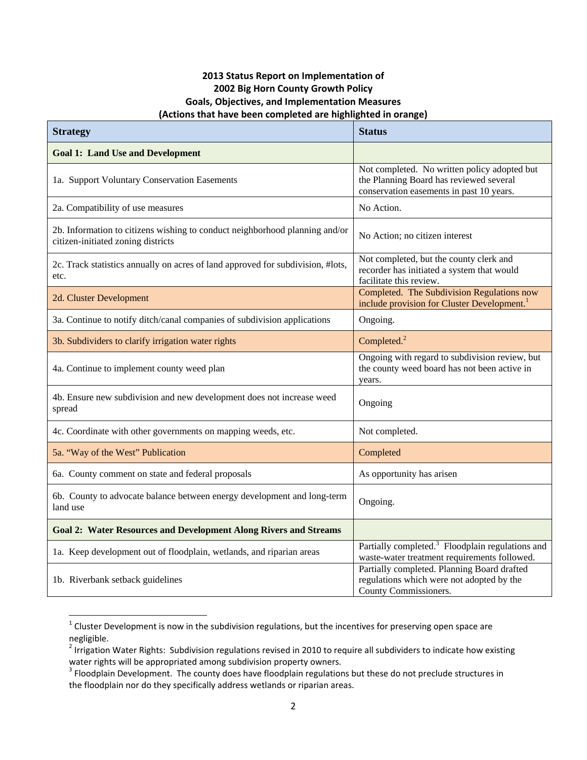**2013 Status Report on Implementation of**
**2002 Big Horn County Growth Policy**
**Goals, Objectives, and Implementation Measures**
**(Actions that have been completed are highlighted in orange)**

| Strategy | Status |
|---|---|
| **Goal 1: Land Use and Development** | |
| 1a. Support Voluntary Conservation Easements | Not completed. No written policy adopted but the Planning Board has reviewed several conservation easements in past 10 years. |
| 2a. Compatibility of use measures | No Action. |
| 2b. Information to citizens wishing to conduct neighborhood planning and/or citizen-initiated zoning districts | No Action; no citizen interest |
| 2c. Track statistics annually on acres of land approved for subdivision, #lots, etc. | Not completed, but the county clerk and recorder has initiated a system that would facilitate this review. |
| 2d. Cluster Development | Completed. The Subdivision Regulations now include provision for Cluster Development.[1] |
| 3a. Continue to notify ditch/canal companies of subdivision applications | Ongoing. |
| 3b. Subdividers to clarify irrigation water rights | Completed.[2] |
| 4a. Continue to implement county weed plan | Ongoing with regard to subdivision review, but the county weed board has not been active in years. |
| 4b. Ensure new subdivision and new development does not increase weed spread | Ongoing |
| 4c. Coordinate with other governments on mapping weeds, etc. | Not completed. |
| 5a. "Way of the West" Publication | Completed |
| 6a. County comment on state and federal proposals | As opportunity has arisen |
| 6b. County to advocate balance between energy development and long-term land use | Ongoing. |
| **Goal 2: Water Resources and Development Along Rivers and Streams** | |
| 1a. Keep development out of floodplain, wetlands, and riparian areas | Partially completed.[3] Floodplain regulations and waste-water treatment requirements followed. |
| 1b. Riverbank setback guidelines | Partially completed. Planning Board drafted regulations which were not adopted by the County Commissioners. |

[1] Cluster Development is now in the subdivision regulations, but the incentives for preserving open space are negligible.

[2] Irrigation Water Rights: Subdivision regulations revised in 2010 to require all subdividers to indicate how existing water rights will be appropriated among subdivision property owners.

[3] Floodplain Development. The county does have floodplain regulations but these do not preclude structures in the floodplain nor do they specifically address wetlands or riparian areas.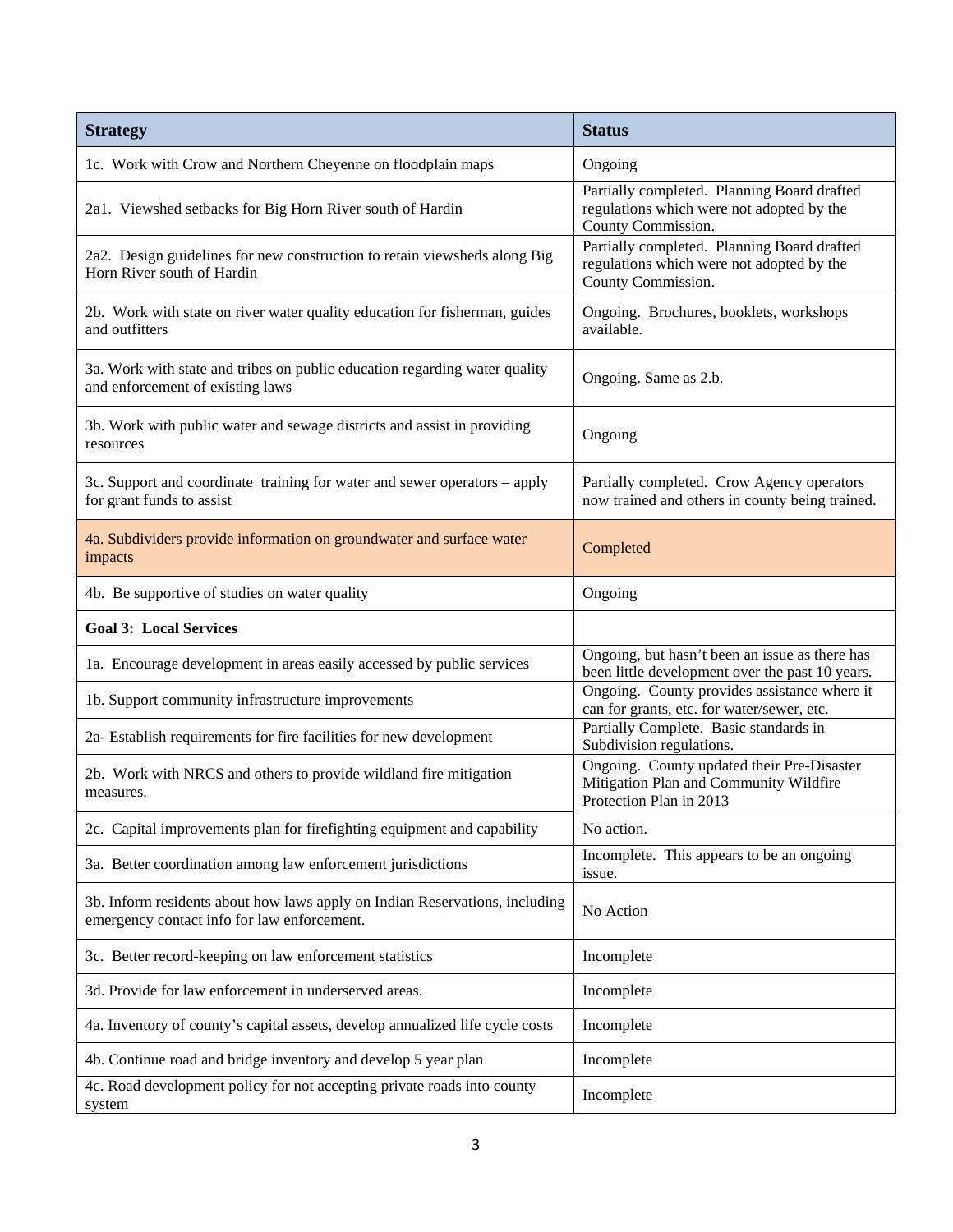| Strategy | Status |
|---|---|
| 1c. Work with Crow and Northern Cheyenne on floodplain maps | Ongoing |
| 2a1. Viewshed setbacks for Big Horn River south of Hardin | Partially completed. Planning Board drafted regulations which were not adopted by the County Commission. |
| 2a2. Design guidelines for new construction to retain viewsheds along Big Horn River south of Hardin | Partially completed. Planning Board drafted regulations which were not adopted by the County Commission. |
| 2b. Work with state on river water quality education for fisherman, guides and outfitters | Ongoing. Brochures, booklets, workshops available. |
| 3a. Work with state and tribes on public education regarding water quality and enforcement of existing laws | Ongoing. Same as 2.b. |
| 3b. Work with public water and sewage districts and assist in providing resources | Ongoing |
| 3c. Support and coordinate training for water and sewer operators – apply for grant funds to assist | Partially completed. Crow Agency operators now trained and others in county being trained. |
| 4a. Subdividers provide information on groundwater and surface water impacts | Completed |
| 4b. Be supportive of studies on water quality | Ongoing |
| **Goal 3: Local Services** | |
| 1a. Encourage development in areas easily accessed by public services | Ongoing, but hasn't been an issue as there has been little development over the past 10 years. |
| 1b. Support community infrastructure improvements | Ongoing. County provides assistance where it can for grants, etc. for water/sewer, etc. |
| 2a- Establish requirements for fire facilities for new development | Partially Complete. Basic standards in Subdivision regulations. |
| 2b. Work with NRCS and others to provide wildland fire mitigation measures. | Ongoing. County updated their Pre-Disaster Mitigation Plan and Community Wildfire Protection Plan in 2013 |
| 2c. Capital improvements plan for firefighting equipment and capability | No action. |
| 3a. Better coordination among law enforcement jurisdictions | Incomplete. This appears to be an ongoing issue. |
| 3b. Inform residents about how laws apply on Indian Reservations, including emergency contact info for law enforcement. | No Action |
| 3c. Better record-keeping on law enforcement statistics | Incomplete |
| 3d. Provide for law enforcement in underserved areas. | Incomplete |
| 4a. Inventory of county's capital assets, develop annualized life cycle costs | Incomplete |
| 4b. Continue road and bridge inventory and develop 5 year plan | Incomplete |
| 4c. Road development policy for not accepting private roads into county system | Incomplete |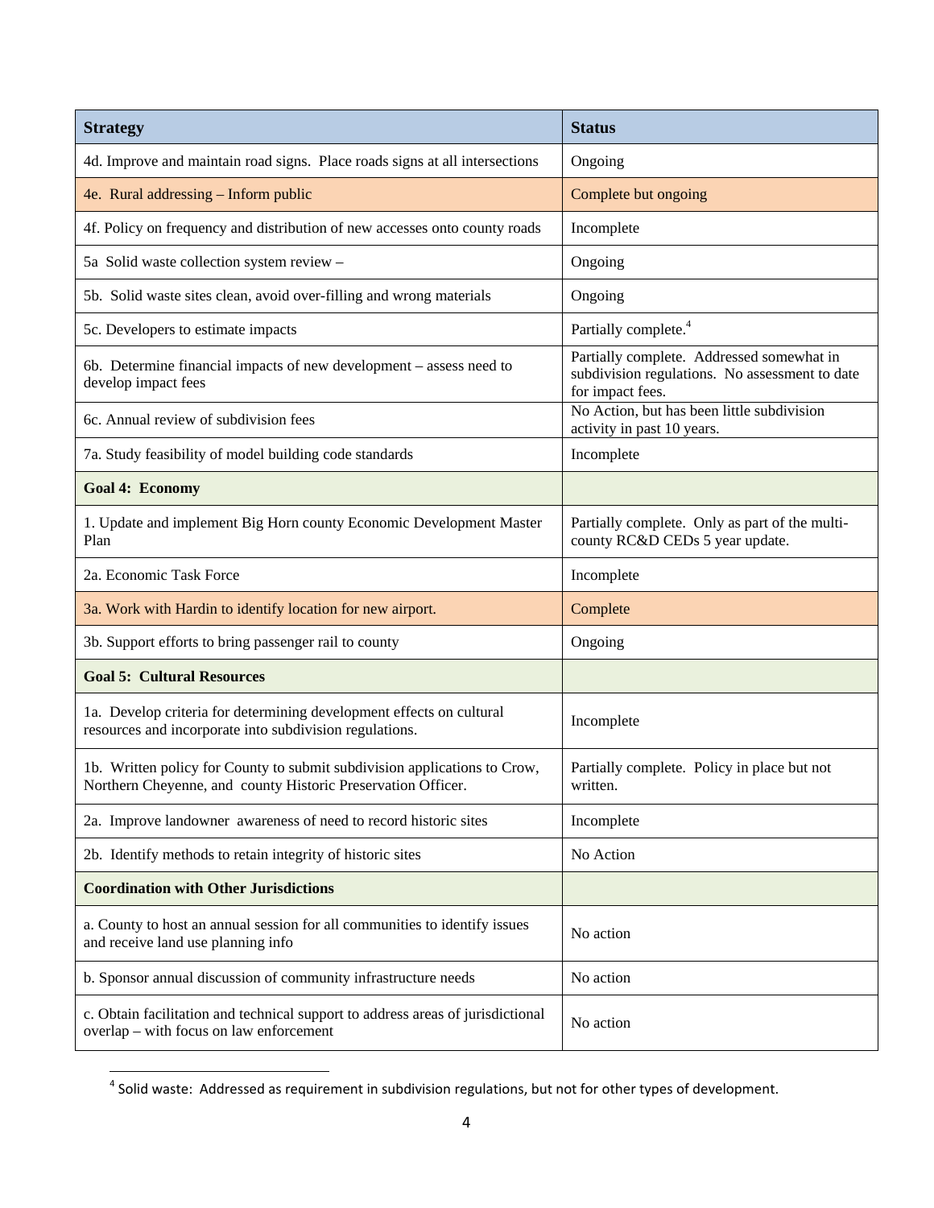| Strategy | Status |
|---|---|
| 4d. Improve and maintain road signs. Place roads signs at all intersections | Ongoing |
| 4e. Rural addressing – Inform public | Complete but ongoing |
| 4f. Policy on frequency and distribution of new accesses onto county roads | Incomplete |
| 5a Solid waste collection system review – | Ongoing |
| 5b. Solid waste sites clean, avoid over-filling and wrong materials | Ongoing |
| 5c. Developers to estimate impacts | Partially complete.[4] |
| 6b. Determine financial impacts of new development – assess need to develop impact fees | Partially complete. Addressed somewhat in subdivision regulations. No assessment to date for impact fees. |
| 6c. Annual review of subdivision fees | No Action, but has been little subdivision activity in past 10 years. |
| 7a. Study feasibility of model building code standards | Incomplete |
| **Goal 4: Economy** | |
| 1. Update and implement Big Horn county Economic Development Master Plan | Partially complete. Only as part of the multi-county RC&D CEDs 5 year update. |
| 2a. Economic Task Force | Incomplete |
| 3a. Work with Hardin to identify location for new airport. | Complete |
| 3b. Support efforts to bring passenger rail to county | Ongoing |
| **Goal 5: Cultural Resources** | |
| 1a. Develop criteria for determining development effects on cultural resources and incorporate into subdivision regulations. | Incomplete |
| 1b. Written policy for County to submit subdivision applications to Crow, Northern Cheyenne, and county Historic Preservation Officer. | Partially complete. Policy in place but not written. |
| 2a. Improve landowner awareness of need to record historic sites | Incomplete |
| 2b. Identify methods to retain integrity of historic sites | No Action |
| **Coordination with Other Jurisdictions** | |
| a. County to host an annual session for all communities to identify issues and receive land use planning info | No action |
| b. Sponsor annual discussion of community infrastructure needs | No action |
| c. Obtain facilitation and technical support to address areas of jurisdictional overlap – with focus on law enforcement | No action |

[4] Solid waste: Addressed as requirement in subdivision regulations, but not for other types of development.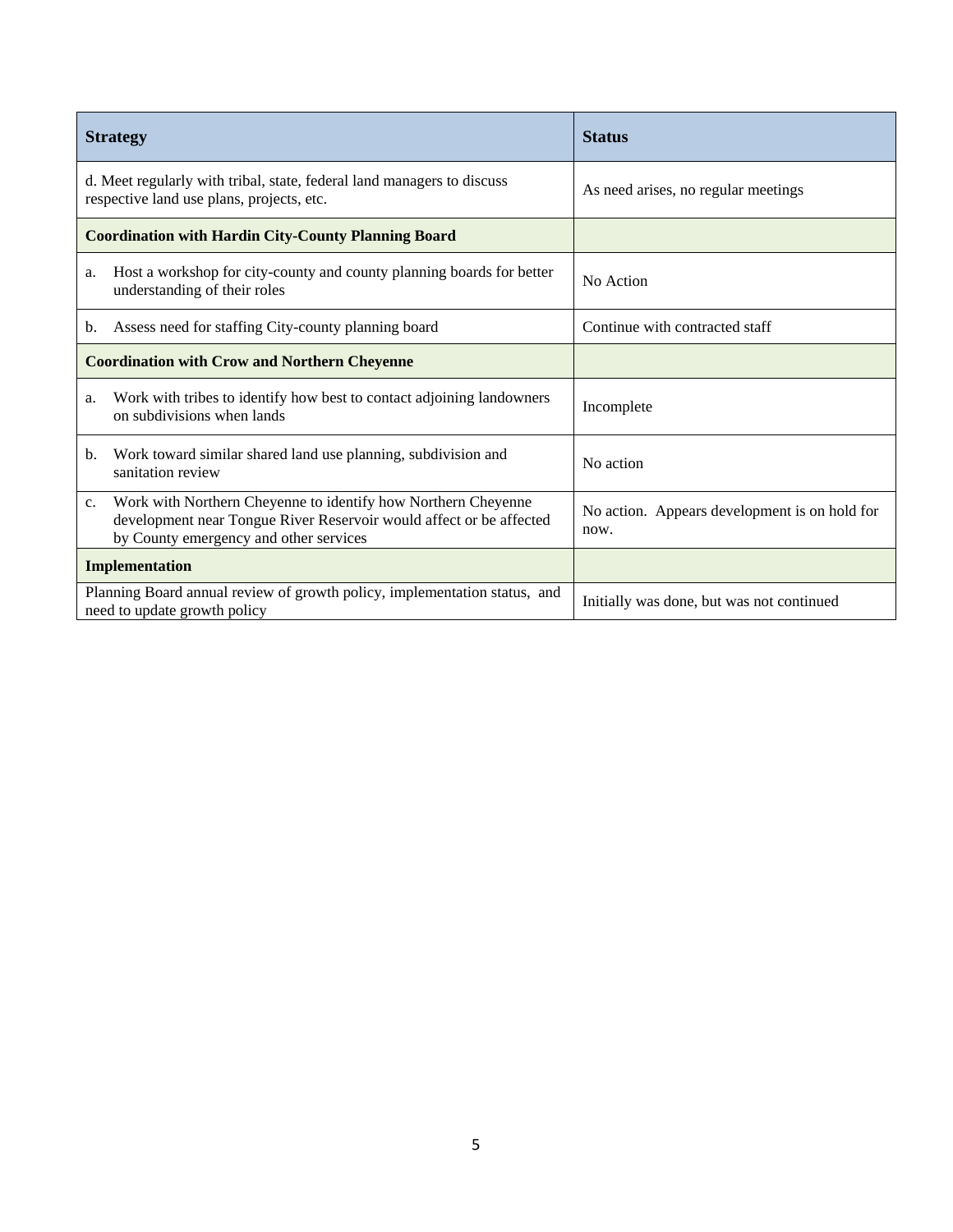| Strategy | Status |
|---|---|
| d. Meet regularly with tribal, state, federal land managers to discuss respective land use plans, projects, etc. | As need arises, no regular meetings |
| **Coordination with Hardin City-County Planning Board** | |
| a. Host a workshop for city-county and county planning boards for better understanding of their roles | No Action |
| b. Assess need for staffing City-county planning board | Continue with contracted staff |
| **Coordination with Crow and Northern Cheyenne** | |
| a. Work with tribes to identify how best to contact adjoining landowners on subdivisions when lands | Incomplete |
| b. Work toward similar shared land use planning, subdivision and sanitation review | No action |
| c. Work with Northern Cheyenne to identify how Northern Cheyenne development near Tongue River Reservoir would affect or be affected by County emergency and other services | No action. Appears development is on hold for now. |
| **Implementation** | |
| Planning Board annual review of growth policy, implementation status, and need to update growth policy | Initially was done, but was not continued |